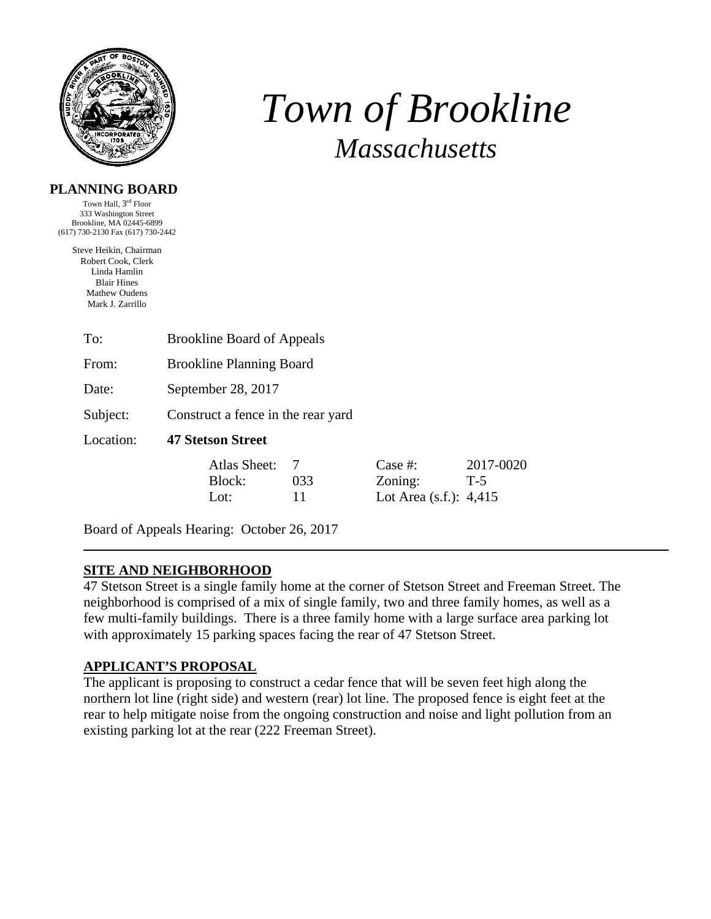# *Town of Brookline*

## *Massachusetts*

**PLANNING BOARD**

Town Hall, 3rd Floor
333 Washington Street
Brookline, MA 02445-6899
(617) 730-2130 Fax (617) 730-2442

Steve Heikin, Chairman
Robert Cook, Clerk
Linda Hamlin
Blair Hines
Mathew Oudens
Mark J. Zarrillo

To: Brookline Board of Appeals

From: Brookline Planning Board

Date: September 28, 2017

Subject: Construct a fence in the rear yard

Location: **47 Stetson Street**

| | | | |
|---|---|---|---|
| Atlas Sheet: | 7 | Case #: | 2017-0020 |
| Block: | 033 | Zoning: | T-5 |
| Lot: | 11 | Lot Area (s.f.): | 4,415 |

Board of Appeals Hearing: October 26, 2017

---

**SITE AND NEIGHBORHOOD**

47 Stetson Street is a single family home at the corner of Stetson Street and Freeman Street. The neighborhood is comprised of a mix of single family, two and three family homes, as well as a few multi-family buildings. There is a three family home with a large surface area parking lot with approximately 15 parking spaces facing the rear of 47 Stetson Street.

**APPLICANT'S PROPOSAL**

The applicant is proposing to construct a cedar fence that will be seven feet high along the northern lot line (right side) and western (rear) lot line. The proposed fence is eight feet at the rear to help mitigate noise from the ongoing construction and noise and light pollution from an existing parking lot at the rear (222 Freeman Street).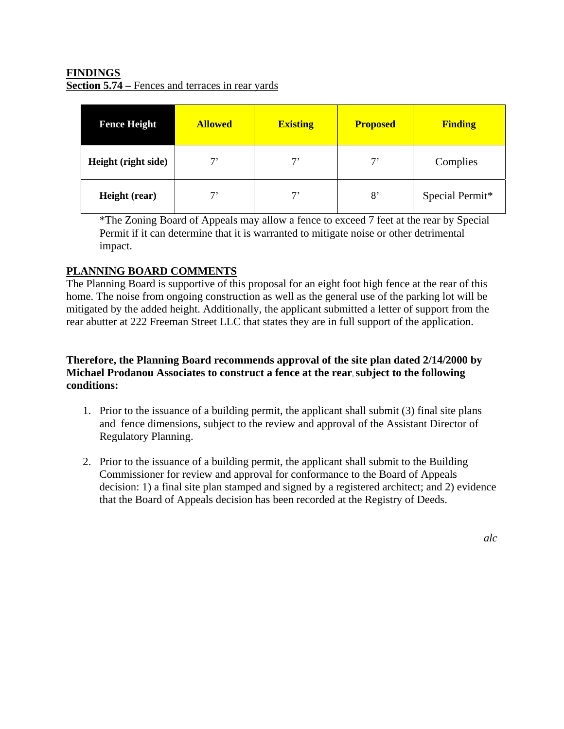**FINDINGS**

**Section 5.74 –** Fences and terraces in rear yards

| Fence Height | Allowed | Existing | Proposed | Finding |
|---|---|---|---|---|
| Height (right side) | 7’ | 7’ | 7’ | Complies |
| Height (rear) | 7’ | 7’ | 8’ | Special Permit* |

*The Zoning Board of Appeals may allow a fence to exceed 7 feet at the rear by Special Permit if it can determine that it is warranted to mitigate noise or other detrimental impact.

**PLANNING BOARD COMMENTS**

The Planning Board is supportive of this proposal for an eight foot high fence at the rear of this home. The noise from ongoing construction as well as the general use of the parking lot will be mitigated by the added height. Additionally, the applicant submitted a letter of support from the rear abutter at 222 Freeman Street LLC that states they are in full support of the application.

**Therefore, the Planning Board recommends approval of the site plan dated 2/14/2000 by Michael Prodanou Associates to construct a fence at the rear, subject to the following conditions:**

1. Prior to the issuance of a building permit, the applicant shall submit (3) final site plans and fence dimensions, subject to the review and approval of the Assistant Director of Regulatory Planning.

2. Prior to the issuance of a building permit, the applicant shall submit to the Building Commissioner for review and approval for conformance to the Board of Appeals decision: 1) a final site plan stamped and signed by a registered architect; and 2) evidence that the Board of Appeals decision has been recorded at the Registry of Deeds.

*alc*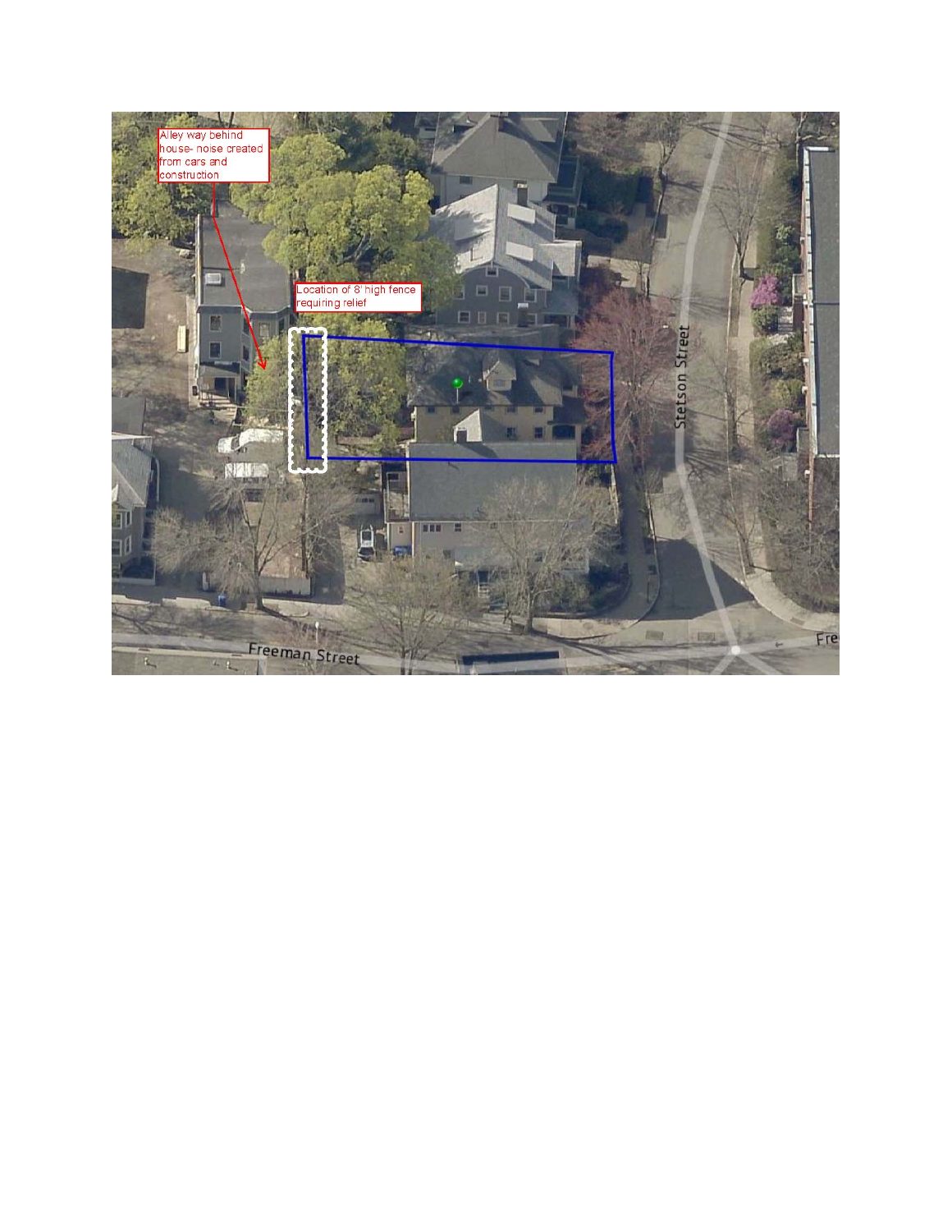Alley way behind house- noise created from cars and construction

Location of 8' high fence requiring relief

Stetson Street

Freeman Street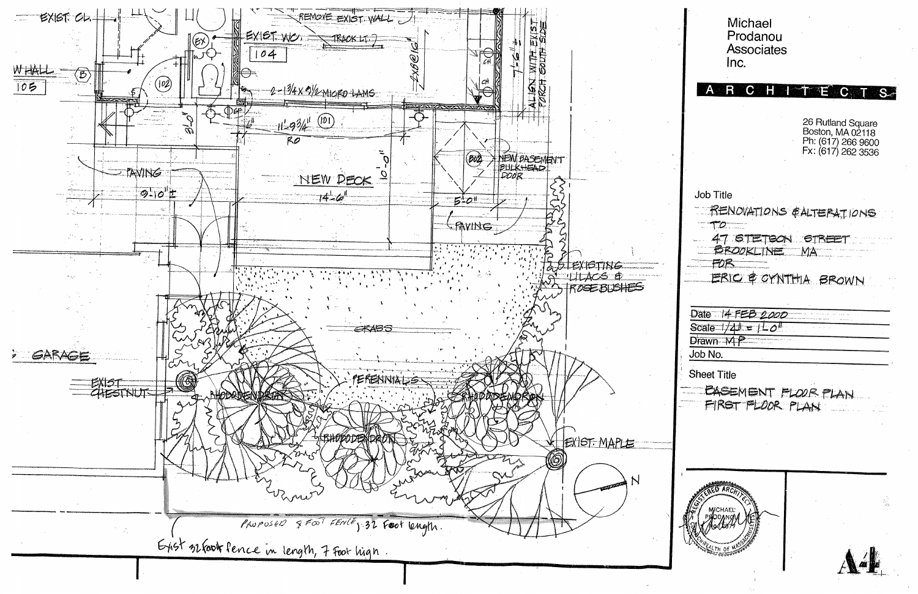Michael Prodanou Associates Inc.

ARCHITECTS

26 Rutland Square
Boston, MA 02118
Ph: (617) 266 9600
Fx: (617) 262 3536

Job Title

RENOVATIONS & ALTERATIONS TO 47 STETSON STREET BROOKLINE MA FOR ERIC & CYNTHIA BROWN

Date 14 FEB 2000

Scale 1/4" = 1'-0"

Drawn MP

Job No.

Sheet Title

BASEMENT FLOOR PLAN
FIRST FLOOR PLAN

A4

EXIST. CL.

REMOVE EXIST. WALL

EXIST. WC.

TRACK LT.

104

W HALL 105

B

EX

102

2-1 3/4 X 9 1/2 MICRO LAMS

2X8 @ 16"

7'-6" ±

ALIGN WITH EXIST PORCH SOUTH SIDE

CH

CH

3'-0"

11'-9 3/4"

101

RO

B02

NEW BASEMENT BULKHEAD DOOR

PAVING

9'-10" ±

NEW DECK

14'-6"

10'-0"

5'-0"

PAVING

EXISTING LILACS & ROSE BUSHES

GRASS

GARAGE

EXIST. CHESTNUT

RHODODENDRON

PERENNIALS

RHODODENDRON

RHODODENDRON

EXIST. MAPLE

N

PROPOSED 8 FOOT FENCE, 32 Foot length.

Exist 32 foot fence in length, 7 Foot high.